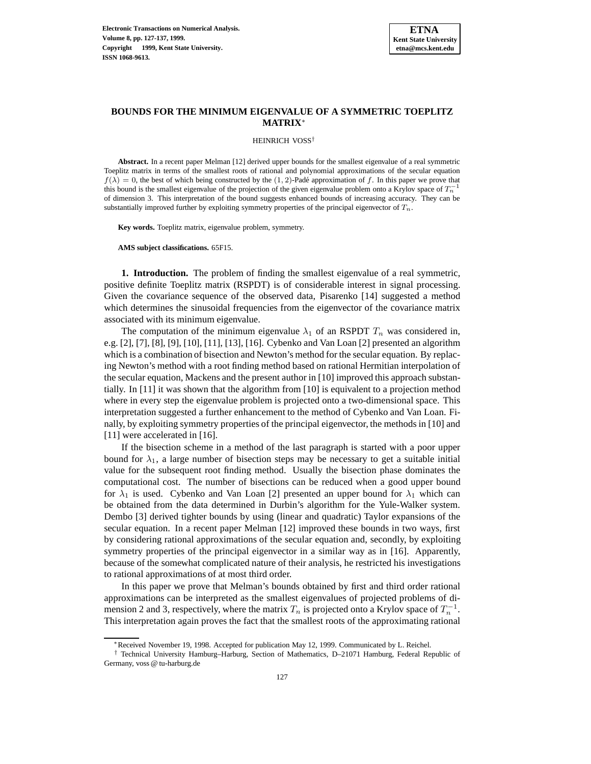# BOUNDS FOR THE MINIMUM EIGENVALUE OF A SYMMETRIC TOEPLITZ MATRIX*

HEINRICH VOSS†

**Abstract.** In a recent paper Melman [12] derived upper bounds for the smallest eigenvalue of a real symmetric Toeplitz matrix in terms of the smallest roots of rational and polynomial approximations of the secular equation $f(\lambda) = 0$, the best of which being constructed by the $(1, 2)$-Padé approximation of $f$. In this paper we prove that this bound is the smallest eigenvalue of the projection of the given eigenvalue problem onto a Krylov space of $T_n^{-1}$ of dimension 3. This interpretation of the bound suggests enhanced bounds of increasing accuracy. They can be substantially improved further by exploiting symmetry properties of the principal eigenvector of $T_n$.

**Key words.** Toeplitz matrix, eigenvalue problem, symmetry.

**AMS subject classifications.** 65F15.

**1. Introduction.** The problem of finding the smallest eigenvalue of a real symmetric, positive definite Toeplitz matrix (RSPDT) is of considerable interest in signal processing. Given the covariance sequence of the observed data, Pisarenko [14] suggested a method which determines the sinusoidal frequencies from the eigenvector of the covariance matrix associated with its minimum eigenvalue.

The computation of the minimum eigenvalue $\lambda_1$ of an RSPDT $T_n$ was considered in, e.g. [2], [7], [8], [9], [10], [11], [13], [16]. Cybenko and Van Loan [2] presented an algorithm which is a combination of bisection and Newton's method for the secular equation. By replacing Newton's method with a root finding method based on rational Hermitian interpolation of the secular equation, Mackens and the present author in [10] improved this approach substantially. In [11] it was shown that the algorithm from [10] is equivalent to a projection method where in every step the eigenvalue problem is projected onto a two-dimensional space. This interpretation suggested a further enhancement to the method of Cybenko and Van Loan. Finally, by exploiting symmetry properties of the principal eigenvector, the methods in [10] and [11] were accelerated in [16].

If the bisection scheme in a method of the last paragraph is started with a poor upper bound for $\lambda_1$, a large number of bisection steps may be necessary to get a suitable initial value for the subsequent root finding method. Usually the bisection phase dominates the computational cost. The number of bisections can be reduced when a good upper bound for $\lambda_1$ is used. Cybenko and Van Loan [2] presented an upper bound for $\lambda_1$ which can be obtained from the data determined in Durbin's algorithm for the Yule-Walker system. Dembo [3] derived tighter bounds by using (linear and quadratic) Taylor expansions of the secular equation. In a recent paper Melman [12] improved these bounds in two ways, first by considering rational approximations of the secular equation and, secondly, by exploiting symmetry properties of the principal eigenvector in a similar way as in [16]. Apparently, because of the somewhat complicated nature of their analysis, he restricted his investigations to rational approximations of at most third order.

In this paper we prove that Melman's bounds obtained by first and third order rational approximations can be interpreted as the smallest eigenvalues of projected problems of dimension 2 and 3, respectively, where the matrix $T_n$ is projected onto a Krylov space of $T_n^{-1}$. This interpretation again proves the fact that the smallest roots of the approximating rational

*Received November 19, 1998. Accepted for publication May 12, 1999. Communicated by L. Reichel.

† Technical University Hamburg–Harburg, Section of Mathematics, D–21071 Hamburg, Federal Republic of Germany, voss @ tu-harburg.de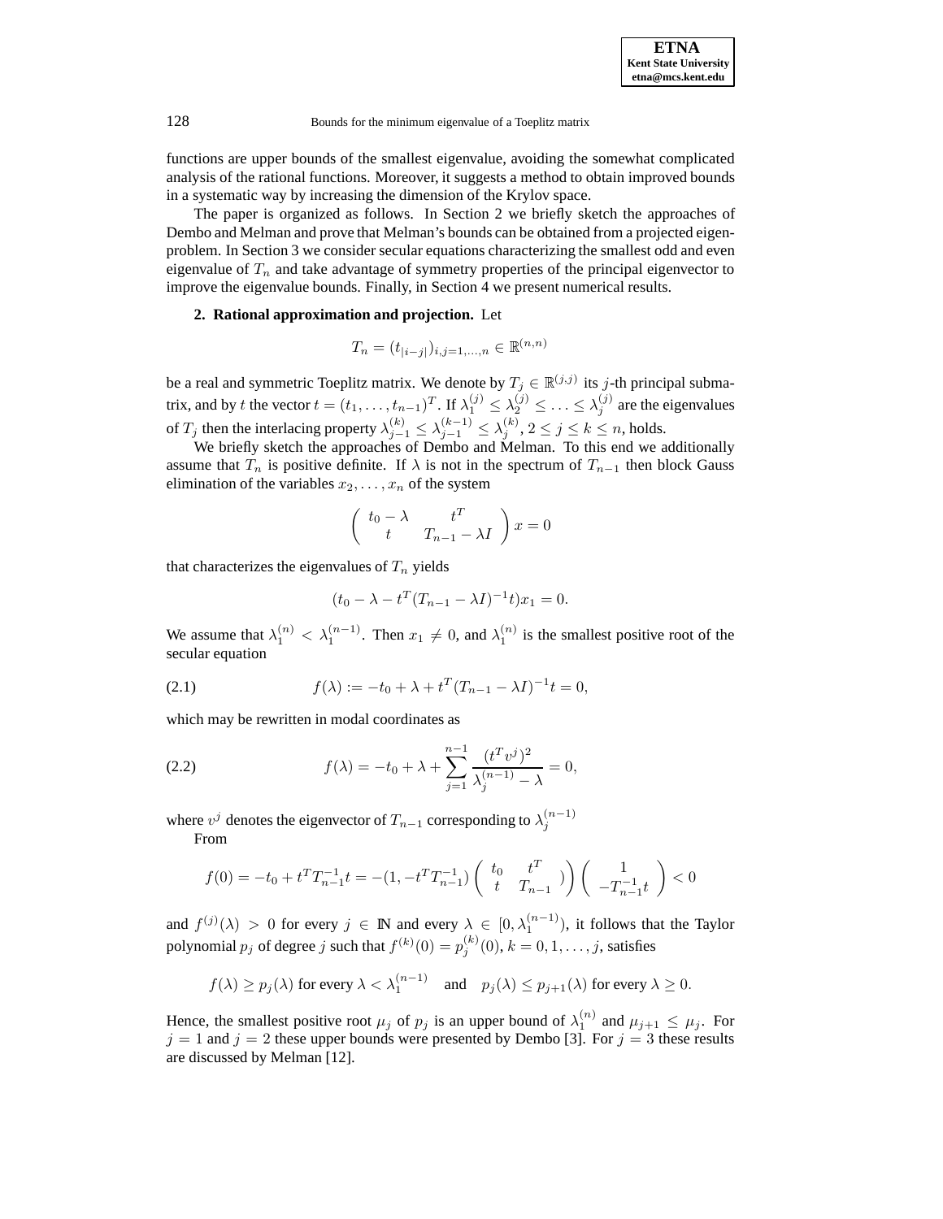functions are upper bounds of the smallest eigenvalue, avoiding the somewhat complicated analysis of the rational functions. Moreover, it suggests a method to obtain improved bounds in a systematic way by increasing the dimension of the Krylov space.

The paper is organized as follows. In Section 2 we briefly sketch the approaches of Dembo and Melman and prove that Melman's bounds can be obtained from a projected eigenproblem. In Section 3 we consider secular equations characterizing the smallest odd and even eigenvalue of $T_n$ and take advantage of symmetry properties of the principal eigenvector to improve the eigenvalue bounds. Finally, in Section 4 we present numerical results.

**2. Rational approximation and projection.** Let

$$T_n = (t_{|i-j|})_{i,j=1,\dots,n} \in \mathbb{R}^{(n,n)}$$

be a real and symmetric Toeplitz matrix. We denote by $T_j \in \mathbb{R}^{(j,j)}$ its $j$-th principal submatrix, and by $t$ the vector $t = (t_1, \dots, t_{n-1})^T$. If $\lambda_1^{(j)} \le \lambda_2^{(j)} \le \dots \le \lambda_j^{(j)}$ are the eigenvalues of $T_j$ then the interlacing property $\lambda_{j-1}^{(k)} \le \lambda_{j-1}^{(k-1)} \le \lambda_j^{(k)}$, $2 \le j \le k \le n$, holds.

We briefly sketch the approaches of Dembo and Melman. To this end we additionally assume that $T_n$ is positive definite. If $\lambda$ is not in the spectrum of $T_{n-1}$ then block Gauss elimination of the variables $x_2, \dots, x_n$ of the system

$$\begin{pmatrix} t_0 - \lambda & t^T \\ t & T_{n-1} - \lambda I \end{pmatrix} x = 0$$

that characterizes the eigenvalues of $T_n$ yields

$$(t_0 - \lambda - t^T (T_{n-1} - \lambda I)^{-1} t) x_1 = 0.$$

We assume that $\lambda_1^{(n)} < \lambda_1^{(n-1)}$. Then $x_1 \neq 0$, and $\lambda_1^{(n)}$ is the smallest positive root of the secular equation

$$f(\lambda) := -t_0 + \lambda + t^T (T_{n-1} - \lambda I)^{-1} t = 0, \tag{2.1}$$

which may be rewritten in modal coordinates as

$$f(\lambda) = -t_0 + \lambda + \sum_{j=1}^{n-1} \frac{(t^T v^j)^2}{\lambda_j^{(n-1)} - \lambda} = 0, \tag{2.2}$$

where $v^j$ denotes the eigenvector of $T_{n-1}$ corresponding to $\lambda_j^{(n-1)}$

From

$$f(0) = -t_0 + t^T T_{n-1}^{-1} t = -(1, -t^T T_{n-1}^{-1}) \begin{pmatrix} t_0 & t^T \\ t & T_{n-1} \end{pmatrix} \begin{pmatrix} 1 \\ -T_{n-1}^{-1} t \end{pmatrix} < 0$$

and $f^{(j)}(\lambda) > 0$ for every $j \in \mathbb{N}$ and every $\lambda \in [0, \lambda_1^{(n-1)})$, it follows that the Taylor polynomial $p_j$ of degree $j$ such that $f^{(k)}(0) = p_j^{(k)}(0)$, $k = 0, 1, \dots, j$, satisfies

$$f(\lambda) \ge p_j(\lambda) \text{ for every } \lambda < \lambda_1^{(n-1)} \quad \text{and} \quad p_j(\lambda) \le p_{j+1}(\lambda) \text{ for every } \lambda \ge 0.$$

Hence, the smallest positive root $\mu_j$ of $p_j$ is an upper bound of $\lambda_1^{(n)}$ and $\mu_{j+1} \le \mu_j$. For $j = 1$ and $j = 2$ these upper bounds were presented by Dembo [3]. For $j = 3$ these results are discussed by Melman [12].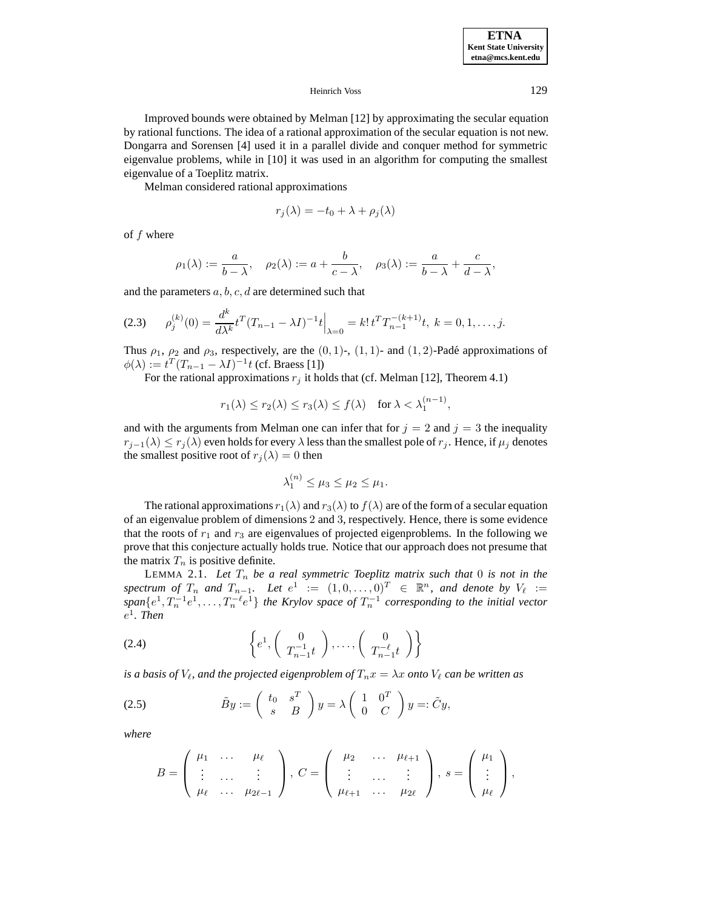Improved bounds were obtained by Melman [12] by approximating the secular equation by rational functions. The idea of a rational approximation of the secular equation is not new. Dongarra and Sorensen [4] used it in a parallel divide and conquer method for symmetric eigenvalue problems, while in [10] it was used in an algorithm for computing the smallest eigenvalue of a Toeplitz matrix.

Melman considered rational approximations

$$r_j(\lambda) = -t_0 + \lambda + \rho_j(\lambda)$$

of $f$ where

$$\rho_1(\lambda) := \frac{a}{b-\lambda}, \quad \rho_2(\lambda) := a + \frac{b}{c-\lambda}, \quad \rho_3(\lambda) := \frac{a}{b-\lambda} + \frac{c}{d-\lambda},$$

and the parameters $a, b, c, d$ are determined such that

$$\rho_j^{(k)}(0) = \frac{d^k}{d\lambda^k} t^T (T_{n-1} - \lambda I)^{-1} t \Big|_{\lambda=0} = k!\, t^T T_{n-1}^{-(k+1)} t, \; k = 0, 1, \ldots, j. \tag{2.3}$$

Thus $\rho_1$, $\rho_2$ and $\rho_3$, respectively, are the $(0,1)$-, $(1,1)$- and $(1,2)$-Padé approximations of $\phi(\lambda) := t^T (T_{n-1} - \lambda I)^{-1} t$ (cf. Braess [1])

For the rational approximations $r_j$ it holds that (cf. Melman [12], Theorem 4.1)

$$r_1(\lambda) \le r_2(\lambda) \le r_3(\lambda) \le f(\lambda) \quad \text{for } \lambda < \lambda_1^{(n-1)},$$

and with the arguments from Melman one can infer that for $j = 2$ and $j = 3$ the inequality $r_{j-1}(\lambda) \le r_j(\lambda)$ even holds for every $\lambda$ less than the smallest pole of $r_j$. Hence, if $\mu_j$ denotes the smallest positive root of $r_j(\lambda) = 0$ then

$$\lambda_1^{(n)} \le \mu_3 \le \mu_2 \le \mu_1.$$

The rational approximations $r_1(\lambda)$ and $r_3(\lambda)$ to $f(\lambda)$ are of the form of a secular equation of an eigenvalue problem of dimensions 2 and 3, respectively. Hence, there is some evidence that the roots of $r_1$ and $r_3$ are eigenvalues of projected eigenproblems. In the following we prove that this conjecture actually holds true. Notice that our approach does not presume that the matrix $T_n$ is positive definite.

LEMMA 2.1. *Let $T_n$ be a real symmetric Toeplitz matrix such that $0$ is not in the spectrum of $T_n$ and $T_{n-1}$. Let $e^1 := (1, 0, \ldots, 0)^T \in \mathbb{R}^n$, and denote by $V_\ell := \text{span}\{e^1, T_n^{-1} e^1, \ldots, T_n^{-\ell} e^1\}$ the Krylov space of $T_n^{-1}$ corresponding to the initial vector $e^1$. Then*

$$\left\{ e^1, \begin{pmatrix} 0 \\ T_{n-1}^{-1} t \end{pmatrix}, \ldots, \begin{pmatrix} 0 \\ T_{n-1}^{-\ell} t \end{pmatrix} \right\} \tag{2.4}$$

*is a basis of $V_\ell$, and the projected eigenproblem of $T_n x = \lambda x$ onto $V_\ell$ can be written as*

$$\tilde{B} y := \begin{pmatrix} t_0 & s^T \\ s & B \end{pmatrix} y = \lambda \begin{pmatrix} 1 & 0^T \\ 0 & C \end{pmatrix} y =: \tilde{C} y, \tag{2.5}$$

*where*

$$B = \begin{pmatrix} \mu_1 & \ldots & \mu_\ell \\ \vdots & \ldots & \vdots \\ \mu_\ell & \ldots & \mu_{2\ell-1} \end{pmatrix}, \; C = \begin{pmatrix} \mu_2 & \ldots & \mu_{\ell+1} \\ \vdots & \ldots & \vdots \\ \mu_{\ell+1} & \ldots & \mu_{2\ell} \end{pmatrix}, \; s = \begin{pmatrix} \mu_1 \\ \vdots \\ \mu_\ell \end{pmatrix},$$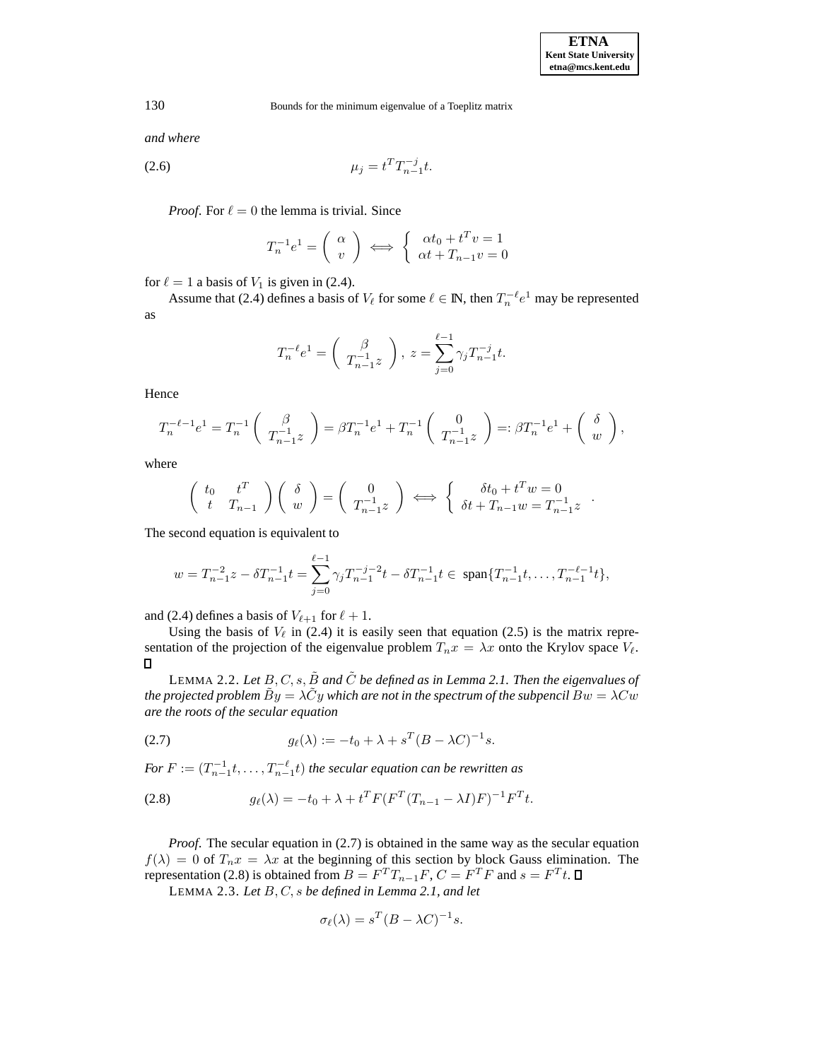*and where*

$$\mu_j = t^T T_{n-1}^{-j} t. \tag{2.6}$$

*Proof.* For $\ell = 0$ the lemma is trivial. Since

$$T_n^{-1} e^1 = \begin{pmatrix} \alpha \\ v \end{pmatrix} \iff \begin{cases} \alpha t_0 + t^T v = 1 \\ \alpha t + T_{n-1} v = 0 \end{cases}$$

for $\ell = 1$ a basis of $V_1$ is given in (2.4).

Assume that (2.4) defines a basis of $V_\ell$ for some $\ell \in \mathbb{N}$, then $T_n^{-\ell} e^1$ may be represented as

$$T_n^{-\ell} e^1 = \begin{pmatrix} \beta \\ T_{n-1}^{-1} z \end{pmatrix},\ z = \sum_{j=0}^{\ell-1} \gamma_j T_{n-1}^{-j} t.$$

Hence

$$T_n^{-\ell-1} e^1 = T_n^{-1} \begin{pmatrix} \beta \\ T_{n-1}^{-1} z \end{pmatrix} = \beta T_n^{-1} e^1 + T_n^{-1} \begin{pmatrix} 0 \\ T_{n-1}^{-1} z \end{pmatrix} =: \beta T_n^{-1} e^1 + \begin{pmatrix} \delta \\ w \end{pmatrix},$$

where

$$\begin{pmatrix} t_0 & t^T \\ t & T_{n-1} \end{pmatrix} \begin{pmatrix} \delta \\ w \end{pmatrix} = \begin{pmatrix} 0 \\ T_{n-1}^{-1} z \end{pmatrix} \iff \begin{cases} \delta t_0 + t^T w = 0 \\ \delta t + T_{n-1} w = T_{n-1}^{-1} z \end{cases}.$$

The second equation is equivalent to

$$w = T_{n-1}^{-2} z - \delta T_{n-1}^{-1} t = \sum_{j=0}^{\ell-1} \gamma_j T_{n-1}^{-j-2} t - \delta T_{n-1}^{-1} t \in \operatorname{span}\{T_{n-1}^{-1} t, \ldots, T_{n-1}^{-\ell-1} t\},$$

and (2.4) defines a basis of $V_{\ell+1}$ for $\ell + 1$.

Using the basis of $V_\ell$ in (2.4) it is easily seen that equation (2.5) is the matrix representation of the projection of the eigenvalue problem $T_n x = \lambda x$ onto the Krylov space $V_\ell$. □

LEMMA 2.2. *Let $B, C, s, \tilde{B}$ and $\tilde{C}$ be defined as in Lemma 2.1. Then the eigenvalues of the projected problem $\tilde{B} y = \lambda \tilde{C} y$ which are not in the spectrum of the subpencil $B w = \lambda C w$ are the roots of the secular equation*

$$g_\ell(\lambda) := -t_0 + \lambda + s^T (B - \lambda C)^{-1} s. \tag{2.7}$$

*For $F := (T_{n-1}^{-1} t, \ldots, T_{n-1}^{-\ell} t)$ the secular equation can be rewritten as*

$$g_\ell(\lambda) = -t_0 + \lambda + t^T F (F^T (T_{n-1} - \lambda I) F)^{-1} F^T t. \tag{2.8}$$

*Proof.* The secular equation in (2.7) is obtained in the same way as the secular equation $f(\lambda) = 0$ of $T_n x = \lambda x$ at the beginning of this section by block Gauss elimination. The representation (2.8) is obtained from $B = F^T T_{n-1} F$, $C = F^T F$ and $s = F^T t$. □

LEMMA 2.3. *Let $B, C, s$ be defined in Lemma 2.1, and let*

$$\sigma_\ell(\lambda) = s^T (B - \lambda C)^{-1} s.$$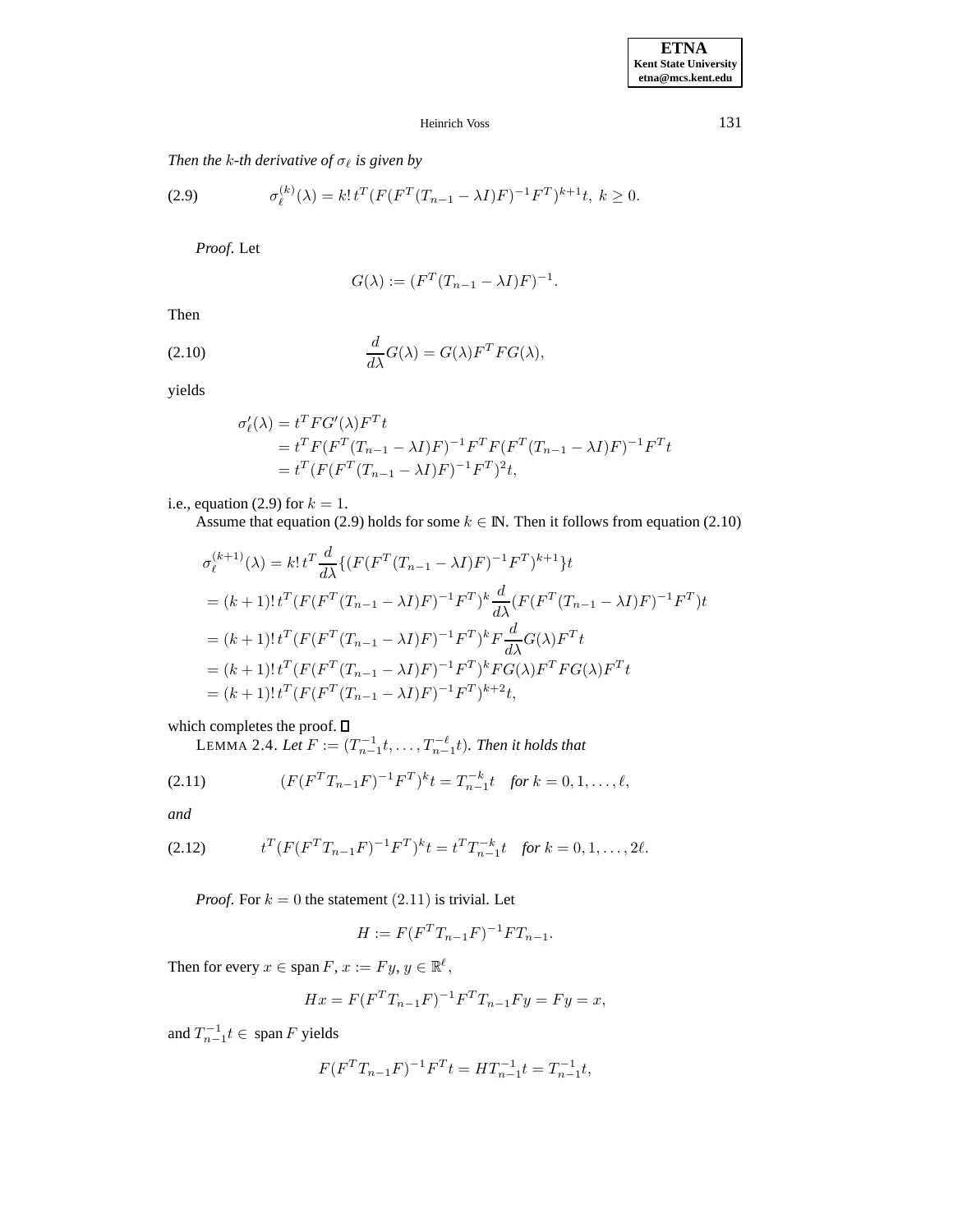*Then the $k$-th derivative of $\sigma_\ell$ is given by*

$$\sigma_\ell^{(k)}(\lambda) = k!\, t^T(F(F^T(T_{n-1} - \lambda I)F)^{-1}F^T)^{k+1}t,\ k \geq 0. \tag{2.9}$$

*Proof.* Let

$$G(\lambda) := (F^T(T_{n-1} - \lambda I)F)^{-1}.$$

Then

$$\frac{d}{d\lambda}G(\lambda) = G(\lambda)F^T F G(\lambda), \tag{2.10}$$

yields

$$\begin{aligned}
\sigma_\ell'(\lambda) &= t^T F G'(\lambda) F^T t \\
&= t^T F(F^T(T_{n-1} - \lambda I)F)^{-1} F^T F (F^T(T_{n-1} - \lambda I)F)^{-1} F^T t \\
&= t^T(F(F^T(T_{n-1} - \lambda I)F)^{-1}F^T)^2 t,
\end{aligned}$$

i.e., equation (2.9) for $k = 1$.

Assume that equation (2.9) holds for some $k \in \mathbb{N}$. Then it follows from equation (2.10)

$$\begin{aligned}
\sigma_\ell^{(k+1)}(\lambda) &= k!\, t^T \frac{d}{d\lambda}\{(F(F^T(T_{n-1} - \lambda I)F)^{-1}F^T)^{k+1}\}t \\
&= (k+1)!\, t^T(F(F^T(T_{n-1} - \lambda I)F)^{-1}F^T)^k \frac{d}{d\lambda}(F(F^T(T_{n-1} - \lambda I)F)^{-1}F^T)t \\
&= (k+1)!\, t^T(F(F^T(T_{n-1} - \lambda I)F)^{-1}F^T)^k F \frac{d}{d\lambda}G(\lambda)F^T t \\
&= (k+1)!\, t^T(F(F^T(T_{n-1} - \lambda I)F)^{-1}F^T)^k F G(\lambda) F^T F G(\lambda) F^T t \\
&= (k+1)!\, t^T(F(F^T(T_{n-1} - \lambda I)F)^{-1}F^T)^{k+2} t,
\end{aligned}$$

which completes the proof. ∎

LEMMA 2.4. *Let $F := (T_{n-1}^{-1}t, \ldots, T_{n-1}^{-\ell}t)$. Then it holds that*

$$(F(F^T T_{n-1} F)^{-1}F^T)^k t = T_{n-1}^{-k} t \quad \textit{for } k = 0, 1, \ldots, \ell, \tag{2.11}$$

*and*

$$t^T(F(F^T T_{n-1} F)^{-1}F^T)^k t = t^T T_{n-1}^{-k} t \quad \textit{for } k = 0, 1, \ldots, 2\ell. \tag{2.12}$$

*Proof.* For $k = 0$ the statement $(2.11)$ is trivial. Let

$$H := F(F^T T_{n-1} F)^{-1} F T_{n-1}.$$

Then for every $x \in \operatorname{span} F$, $x := Fy$, $y \in \mathbb{R}^\ell$,

$$Hx = F(F^T T_{n-1} F)^{-1} F^T T_{n-1} F y = Fy = x,$$

and $T_{n-1}^{-1}t \in \operatorname{span} F$ yields

$$F(F^T T_{n-1} F)^{-1} F^T t = H T_{n-1}^{-1} t = T_{n-1}^{-1} t,$$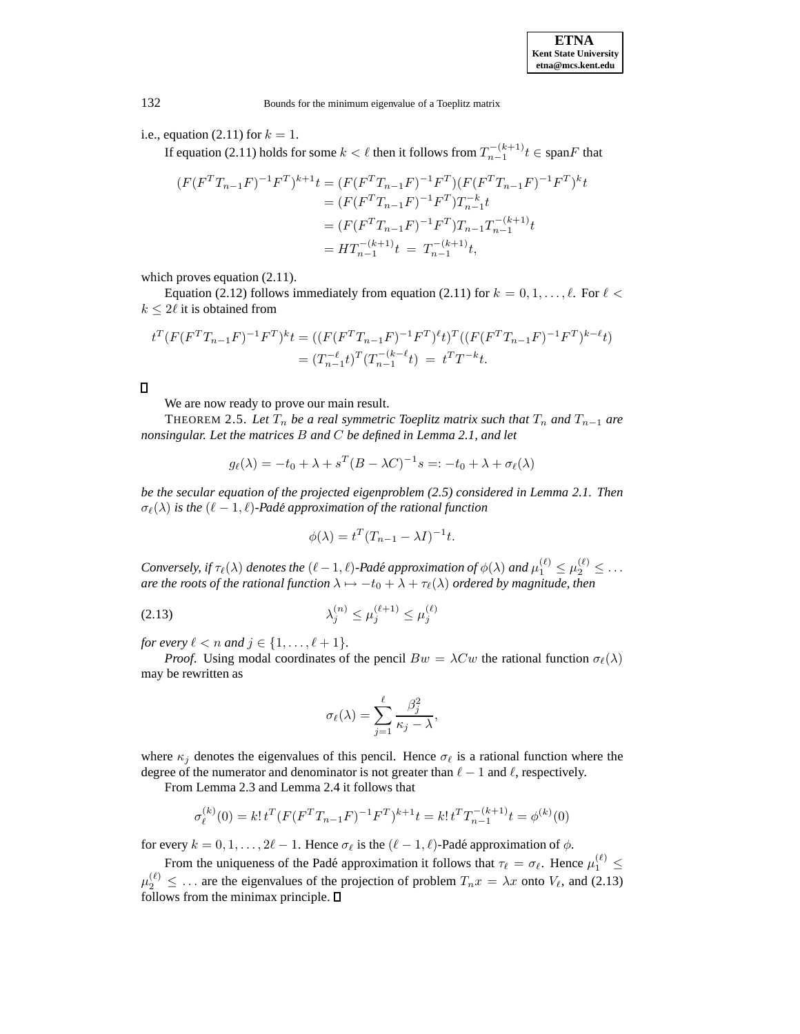i.e., equation (2.11) for $k = 1$.

If equation (2.11) holds for some $k < \ell$ then it follows from $T_{n-1}^{-(k+1)} t \in \text{span} F$ that

$$
\begin{aligned}
(F(F^T T_{n-1} F)^{-1} F^T)^{k+1} t &= (F(F^T T_{n-1} F)^{-1} F^T)(F(F^T T_{n-1} F)^{-1} F^T)^k t \\
&= (F(F^T T_{n-1} F)^{-1} F^T) T_{n-1}^{-k} t \\
&= (F(F^T T_{n-1} F)^{-1} F^T) T_{n-1} T_{n-1}^{-(k+1)} t \\
&= H T_{n-1}^{-(k+1)} t \;=\; T_{n-1}^{-(k+1)} t,
\end{aligned}
$$

which proves equation (2.11).

Equation (2.12) follows immediately from equation (2.11) for $k = 0, 1, \ldots, \ell$. For $\ell < k \leq 2\ell$ it is obtained from

$$
\begin{aligned}
t^T (F(F^T T_{n-1} F)^{-1} F^T)^k t &= ((F(F^T T_{n-1} F)^{-1} F^T)^{\ell} t)^T ((F(F^T T_{n-1} F)^{-1} F^T)^{k-\ell} t) \\
&= (T_{n-1}^{-\ell} t)^T (T_{n-1}^{-(k-\ell)} t) \;=\; t^T T^{-k} t.
\end{aligned}
$$

□

We are now ready to prove our main result.

THEOREM 2.5. *Let $T_n$ be a real symmetric Toeplitz matrix such that $T_n$ and $T_{n-1}$ are nonsingular. Let the matrices $B$ and $C$ be defined in Lemma 2.1, and let*

$$
g_\ell(\lambda) = -t_0 + \lambda + s^T (B - \lambda C)^{-1} s =: -t_0 + \lambda + \sigma_\ell(\lambda)
$$

*be the secular equation of the projected eigenproblem (2.5) considered in Lemma 2.1. Then $\sigma_\ell(\lambda)$ is the $(\ell-1, \ell)$-Padé approximation of the rational function*

$$
\phi(\lambda) = t^T (T_{n-1} - \lambda I)^{-1} t.
$$

*Conversely, if $\tau_\ell(\lambda)$ denotes the $(\ell-1, \ell)$-Padé approximation of $\phi(\lambda)$ and $\mu_1^{(\ell)} \leq \mu_2^{(\ell)} \leq \ldots$ are the roots of the rational function $\lambda \mapsto -t_0 + \lambda + \tau_\ell(\lambda)$ ordered by magnitude, then*

$$
\lambda_j^{(n)} \leq \mu_j^{(\ell+1)} \leq \mu_j^{(\ell)} \tag{2.13}
$$

*for every $\ell < n$ and $j \in \{1, \ldots, \ell + 1\}$.*

*Proof.* Using modal coordinates of the pencil $Bw = \lambda Cw$ the rational function $\sigma_\ell(\lambda)$ may be rewritten as

$$
\sigma_\ell(\lambda) = \sum_{j=1}^{\ell} \frac{\beta_j^2}{\kappa_j - \lambda},
$$

where $\kappa_j$ denotes the eigenvalues of this pencil. Hence $\sigma_\ell$ is a rational function where the degree of the numerator and denominator is not greater than $\ell - 1$ and $\ell$, respectively.

From Lemma 2.3 and Lemma 2.4 it follows that

$$
\sigma_\ell^{(k)}(0) = k!\, t^T (F(F^T T_{n-1} F)^{-1} F^T)^{k+1} t = k!\, t^T T_{n-1}^{-(k+1)} t = \phi^{(k)}(0)
$$

for every $k = 0, 1, \ldots, 2\ell - 1$. Hence $\sigma_\ell$ is the $(\ell-1, \ell)$-Padé approximation of $\phi$.

From the uniqueness of the Padé approximation it follows that $\tau_\ell = \sigma_\ell$. Hence $\mu_1^{(\ell)} \leq \mu_2^{(\ell)} \leq \ldots$ are the eigenvalues of the projection of problem $T_n x = \lambda x$ onto $V_\ell$, and (2.13) follows from the minimax principle. □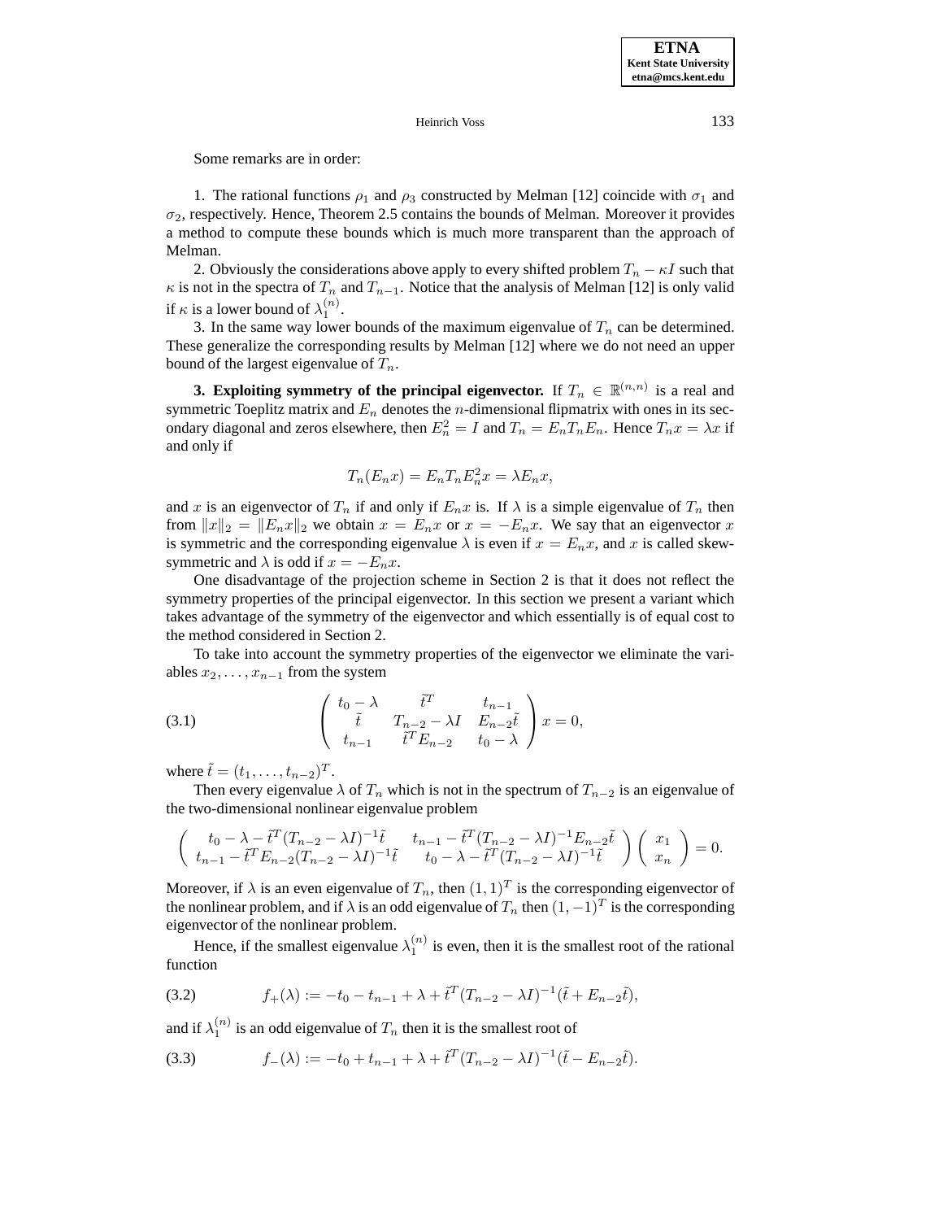Some remarks are in order:

1. The rational functions $\rho_1$ and $\rho_3$ constructed by Melman [12] coincide with $\sigma_1$ and $\sigma_2$, respectively. Hence, Theorem 2.5 contains the bounds of Melman. Moreover it provides a method to compute these bounds which is much more transparent than the approach of Melman.

2. Obviously the considerations above apply to every shifted problem $T_n - \kappa I$ such that $\kappa$ is not in the spectra of $T_n$ and $T_{n-1}$. Notice that the analysis of Melman [12] is only valid if $\kappa$ is a lower bound of $\lambda_1^{(n)}$.

3. In the same way lower bounds of the maximum eigenvalue of $T_n$ can be determined. These generalize the corresponding results by Melman [12] where we do not need an upper bound of the largest eigenvalue of $T_n$.

**3. Exploiting symmetry of the principal eigenvector.** If $T_n \in \mathbb{R}^{(n,n)}$ is a real and symmetric Toeplitz matrix and $E_n$ denotes the $n$-dimensional flipmatrix with ones in its secondary diagonal and zeros elsewhere, then $E_n^2 = I$ and $T_n = E_n T_n E_n$. Hence $T_n x = \lambda x$ if and only if

$$T_n(E_n x) = E_n T_n E_n^2 x = \lambda E_n x,$$

and $x$ is an eigenvector of $T_n$ if and only if $E_n x$ is. If $\lambda$ is a simple eigenvalue of $T_n$ then from $\|x\|_2 = \|E_n x\|_2$ we obtain $x = E_n x$ or $x = -E_n x$. We say that an eigenvector $x$ is symmetric and the corresponding eigenvalue $\lambda$ is even if $x = E_n x$, and $x$ is called skew-symmetric and $\lambda$ is odd if $x = -E_n x$.

One disadvantage of the projection scheme in Section 2 is that it does not reflect the symmetry properties of the principal eigenvector. In this section we present a variant which takes advantage of the symmetry of the eigenvector and which essentially is of equal cost to the method considered in Section 2.

To take into account the symmetry properties of the eigenvector we eliminate the variables $x_2, \dots, x_{n-1}$ from the system

$$\begin{pmatrix} t_0 - \lambda & \tilde{t}^T & t_{n-1} \\ \tilde{t} & T_{n-2} - \lambda I & E_{n-2}\tilde{t} \\ t_{n-1} & \tilde{t}^T E_{n-2} & t_0 - \lambda \end{pmatrix} x = 0, \tag{3.1}$$

where $\tilde{t} = (t_1, \dots, t_{n-2})^T$.

Then every eigenvalue $\lambda$ of $T_n$ which is not in the spectrum of $T_{n-2}$ is an eigenvalue of the two-dimensional nonlinear eigenvalue problem

$$\begin{pmatrix} t_0 - \lambda - \tilde{t}^T(T_{n-2} - \lambda I)^{-1}\tilde{t} & t_{n-1} - \tilde{t}^T(T_{n-2} - \lambda I)^{-1}E_{n-2}\tilde{t} \\ t_{n-1} - \tilde{t}^T E_{n-2}(T_{n-2} - \lambda I)^{-1}\tilde{t} & t_0 - \lambda - \tilde{t}^T(T_{n-2} - \lambda I)^{-1}\tilde{t} \end{pmatrix} \begin{pmatrix} x_1 \\ x_n \end{pmatrix} = 0.$$

Moreover, if $\lambda$ is an even eigenvalue of $T_n$, then $(1,1)^T$ is the corresponding eigenvector of the nonlinear problem, and if $\lambda$ is an odd eigenvalue of $T_n$ then $(1,-1)^T$ is the corresponding eigenvector of the nonlinear problem.

Hence, if the smallest eigenvalue $\lambda_1^{(n)}$ is even, then it is the smallest root of the rational function

$$f_+(\lambda) := -t_0 - t_{n-1} + \lambda + \tilde{t}^T(T_{n-2} - \lambda I)^{-1}(\tilde{t} + E_{n-2}\tilde{t}), \tag{3.2}$$

and if $\lambda_1^{(n)}$ is an odd eigenvalue of $T_n$ then it is the smallest root of

$$f_-(\lambda) := -t_0 + t_{n-1} + \lambda + \tilde{t}^T(T_{n-2} - \lambda I)^{-1}(\tilde{t} - E_{n-2}\tilde{t}). \tag{3.3}$$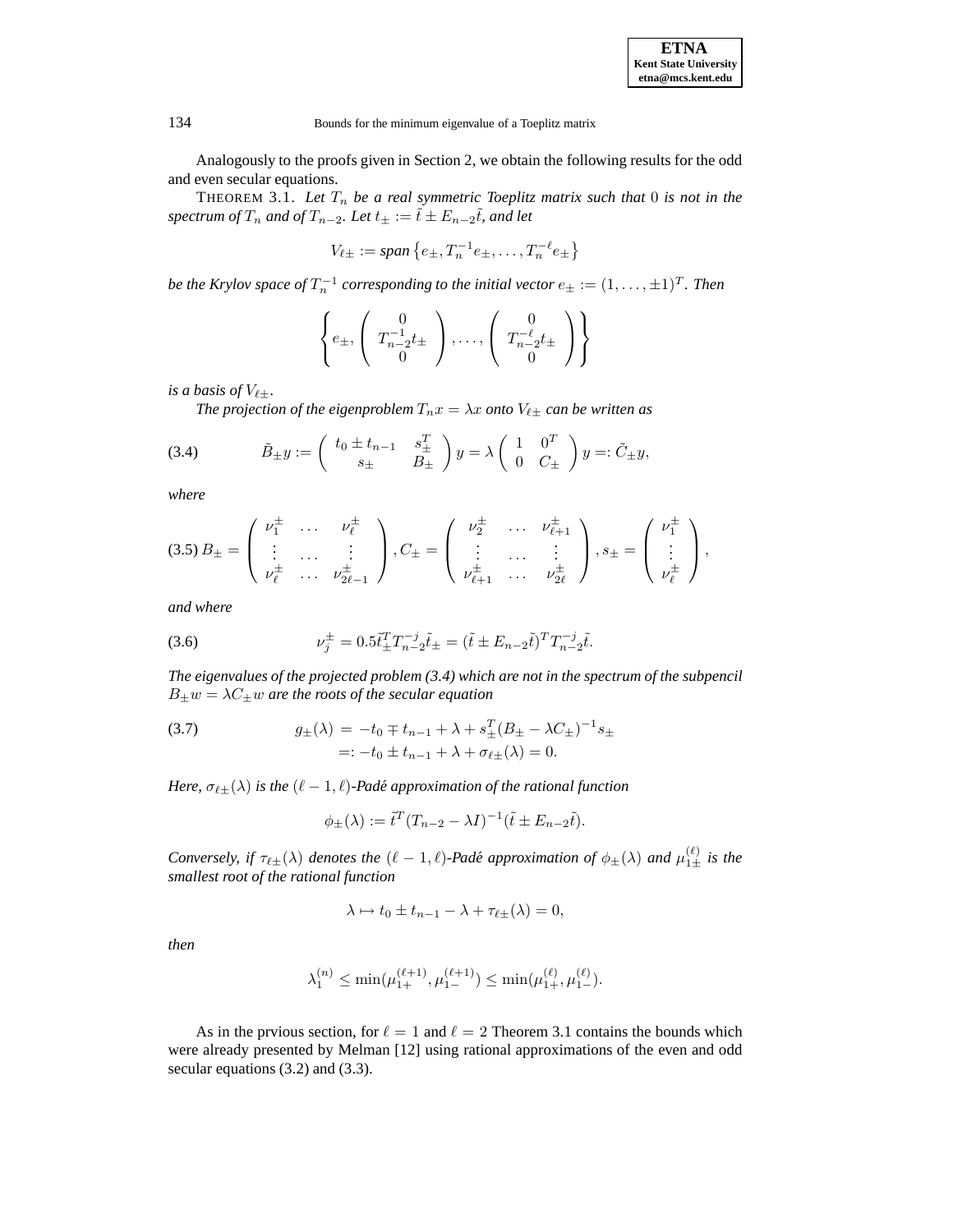Analogously to the proofs given in Section 2, we obtain the following results for the odd and even secular equations.

THEOREM 3.1. *Let $T_n$ be a real symmetric Toeplitz matrix such that $0$ is not in the spectrum of $T_n$ and of $T_{n-2}$. Let $t_\pm := \tilde{t} \pm E_{n-2}\tilde{t}$, and let*

$$V_{\ell\pm} := \textit{span}\left\{e_\pm, T_n^{-1}e_\pm, \ldots, T_n^{-\ell}e_\pm\right\}$$

*be the Krylov space of $T_n^{-1}$ corresponding to the initial vector $e_\pm := (1, \ldots, \pm 1)^T$. Then*

$$\left\{ e_\pm, \begin{pmatrix} 0 \\ T_{n-2}^{-1}t_\pm \\ 0 \end{pmatrix}, \ldots, \begin{pmatrix} 0 \\ T_{n-2}^{-\ell}t_\pm \\ 0 \end{pmatrix} \right\}$$

*is a basis of $V_{\ell\pm}$.*

*The projection of the eigenproblem $T_n x = \lambda x$ onto $V_{\ell\pm}$ can be written as*

$$\tilde{B}_\pm y := \begin{pmatrix} t_0 \pm t_{n-1} & s_\pm^T \\ s_\pm & B_\pm \end{pmatrix} y = \lambda \begin{pmatrix} 1 & 0^T \\ 0 & C_\pm \end{pmatrix} y =: \tilde{C}_\pm y, \tag{3.4}$$

*where*

$$B_\pm = \begin{pmatrix} \nu_1^\pm & \ldots & \nu_\ell^\pm \\ \vdots & \ldots & \vdots \\ \nu_\ell^\pm & \ldots & \nu_{2\ell-1}^\pm \end{pmatrix}, C_\pm = \begin{pmatrix} \nu_2^\pm & \ldots & \nu_{\ell+1}^\pm \\ \vdots & \ldots & \vdots \\ \nu_{\ell+1}^\pm & \ldots & \nu_{2\ell}^\pm \end{pmatrix}, s_\pm = \begin{pmatrix} \nu_1^\pm \\ \vdots \\ \nu_\ell^\pm \end{pmatrix}, \tag{3.5}$$

*and where*

$$\nu_j^\pm = 0.5\tilde{t}_\pm^T T_{n-2}^{-j}\tilde{t}_\pm = (\tilde{t} \pm E_{n-2}\tilde{t})^T T_{n-2}^{-j}\tilde{t}. \tag{3.6}$$

*The eigenvalues of the projected problem (3.4) which are not in the spectrum of the subpencil $B_\pm w = \lambda C_\pm w$ are the roots of the secular equation*

$$\begin{aligned} g_\pm(\lambda) &= -t_0 \mp t_{n-1} + \lambda + s_\pm^T(B_\pm - \lambda C_\pm)^{-1}s_\pm \\ &=: -t_0 \pm t_{n-1} + \lambda + \sigma_{\ell\pm}(\lambda) = 0. \end{aligned} \tag{3.7}$$

*Here, $\sigma_{\ell\pm}(\lambda)$ is the $(\ell-1,\ell)$-Padé approximation of the rational function*

$$\phi_\pm(\lambda) := \tilde{t}^T(T_{n-2} - \lambda I)^{-1}(\tilde{t} \pm E_{n-2}\tilde{t}).$$

*Conversely, if $\tau_{\ell\pm}(\lambda)$ denotes the $(\ell-1,\ell)$-Padé approximation of $\phi_\pm(\lambda)$ and $\mu_{1\pm}^{(\ell)}$ is the smallest root of the rational function*

$$\lambda \mapsto t_0 \pm t_{n-1} - \lambda + \tau_{\ell\pm}(\lambda) = 0,$$

*then*

$$\lambda_1^{(n)} \leq \min(\mu_{1+}^{(\ell+1)}, \mu_{1-}^{(\ell+1)}) \leq \min(\mu_{1+}^{(\ell)}, \mu_{1-}^{(\ell)}).$$

As in the prvious section, for $\ell = 1$ and $\ell = 2$ Theorem 3.1 contains the bounds which were already presented by Melman [12] using rational approximations of the even and odd secular equations (3.2) and (3.3).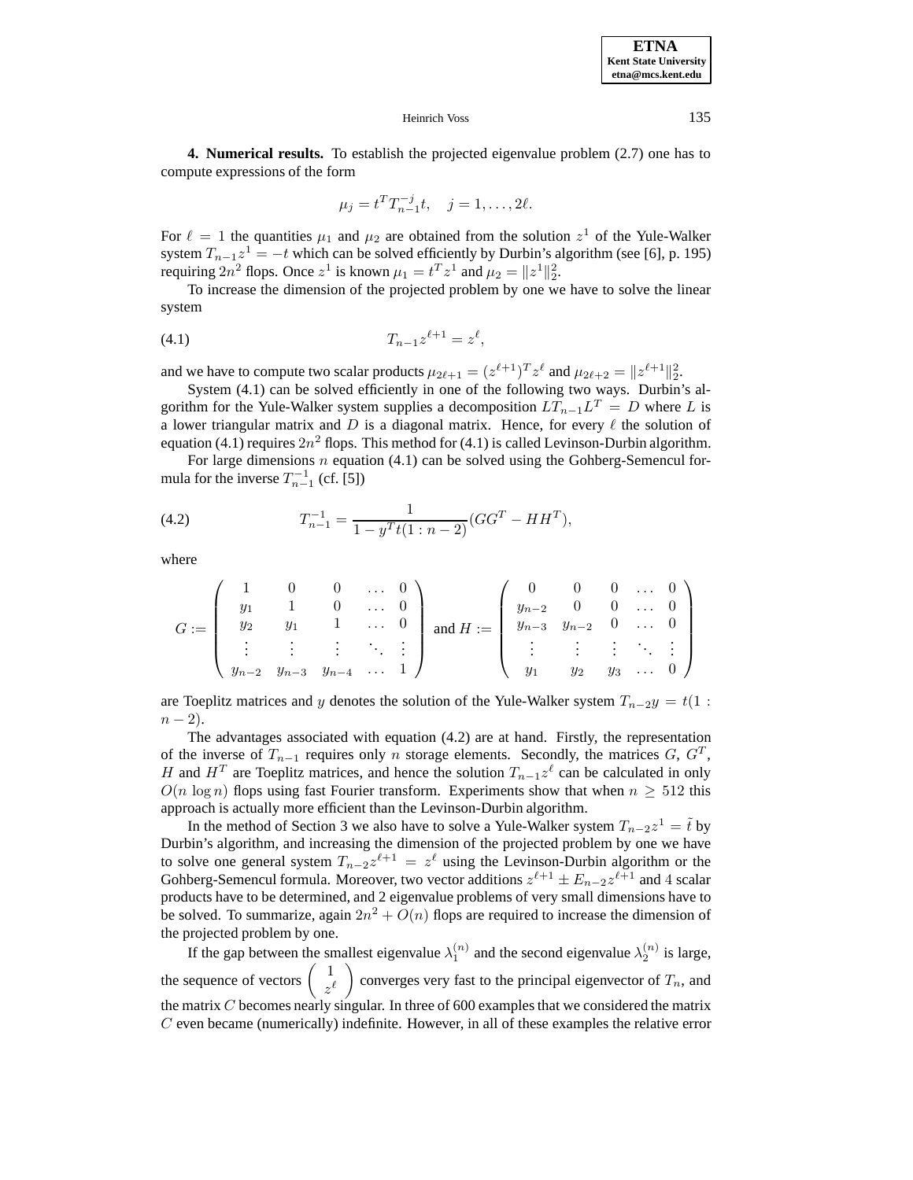**4. Numerical results.** To establish the projected eigenvalue problem (2.7) one has to compute expressions of the form

$$\mu_j = t^T T_{n-1}^{-j} t, \quad j = 1, \ldots, 2\ell.$$

For $\ell = 1$ the quantities $\mu_1$ and $\mu_2$ are obtained from the solution $z^1$ of the Yule-Walker system $T_{n-1}z^1 = -t$ which can be solved efficiently by Durbin's algorithm (see [6], p. 195) requiring $2n^2$ flops. Once $z^1$ is known $\mu_1 = t^T z^1$ and $\mu_2 = \|z^1\|_2^2$.

To increase the dimension of the projected problem by one we have to solve the linear system

$$T_{n-1}z^{\ell+1} = z^\ell, \tag{4.1}$$

and we have to compute two scalar products $\mu_{2\ell+1} = (z^{\ell+1})^T z^\ell$ and $\mu_{2\ell+2} = \|z^{\ell+1}\|_2^2$.

System (4.1) can be solved efficiently in one of the following two ways. Durbin's algorithm for the Yule-Walker system supplies a decomposition $LT_{n-1}L^T = D$ where $L$ is a lower triangular matrix and $D$ is a diagonal matrix. Hence, for every $\ell$ the solution of equation (4.1) requires $2n^2$ flops. This method for (4.1) is called Levinson-Durbin algorithm.

For large dimensions $n$ equation (4.1) can be solved using the Gohberg-Semencul formula for the inverse $T_{n-1}^{-1}$ (cf. [5])

$$T_{n-1}^{-1} = \frac{1}{1 - y^T t(1:n-2)}(GG^T - HH^T), \tag{4.2}$$

where

$$G := \begin{pmatrix} 1 & 0 & 0 & \ldots & 0 \\ y_1 & 1 & 0 & \ldots & 0 \\ y_2 & y_1 & 1 & \ldots & 0 \\ \vdots & \vdots & \vdots & \ddots & \vdots \\ y_{n-2} & y_{n-3} & y_{n-4} & \ldots & 1 \end{pmatrix} \text{ and } H := \begin{pmatrix} 0 & 0 & 0 & \ldots & 0 \\ y_{n-2} & 0 & 0 & \ldots & 0 \\ y_{n-3} & y_{n-2} & 0 & \ldots & 0 \\ \vdots & \vdots & \vdots & \ddots & \vdots \\ y_1 & y_2 & y_3 & \ldots & 0 \end{pmatrix}$$

are Toeplitz matrices and $y$ denotes the solution of the Yule-Walker system $T_{n-2}y = t(1:n-2)$.

The advantages associated with equation (4.2) are at hand. Firstly, the representation of the inverse of $T_{n-1}$ requires only $n$ storage elements. Secondly, the matrices $G$, $G^T$, $H$ and $H^T$ are Toeplitz matrices, and hence the solution $T_{n-1}z^\ell$ can be calculated in only $O(n \log n)$ flops using fast Fourier transform. Experiments show that when $n \geq 512$ this approach is actually more efficient than the Levinson-Durbin algorithm.

In the method of Section 3 we also have to solve a Yule-Walker system $T_{n-2}z^1 = \tilde{t}$ by Durbin's algorithm, and increasing the dimension of the projected problem by one we have to solve one general system $T_{n-2}z^{\ell+1} = z^\ell$ using the Levinson-Durbin algorithm or the Gohberg-Semencul formula. Moreover, two vector additions $z^{\ell+1} \pm E_{n-2}z^{\ell+1}$ and 4 scalar products have to be determined, and 2 eigenvalue problems of very small dimensions have to be solved. To summarize, again $2n^2 + O(n)$ flops are required to increase the dimension of the projected problem by one.

If the gap between the smallest eigenvalue $\lambda_1^{(n)}$ and the second eigenvalue $\lambda_2^{(n)}$ is large, the sequence of vectors $\begin{pmatrix} 1 \\ z^\ell \end{pmatrix}$ converges very fast to the principal eigenvector of $T_n$, and the matrix $C$ becomes nearly singular. In three of 600 examples that we considered the matrix $C$ even became (numerically) indefinite. However, in all of these examples the relative error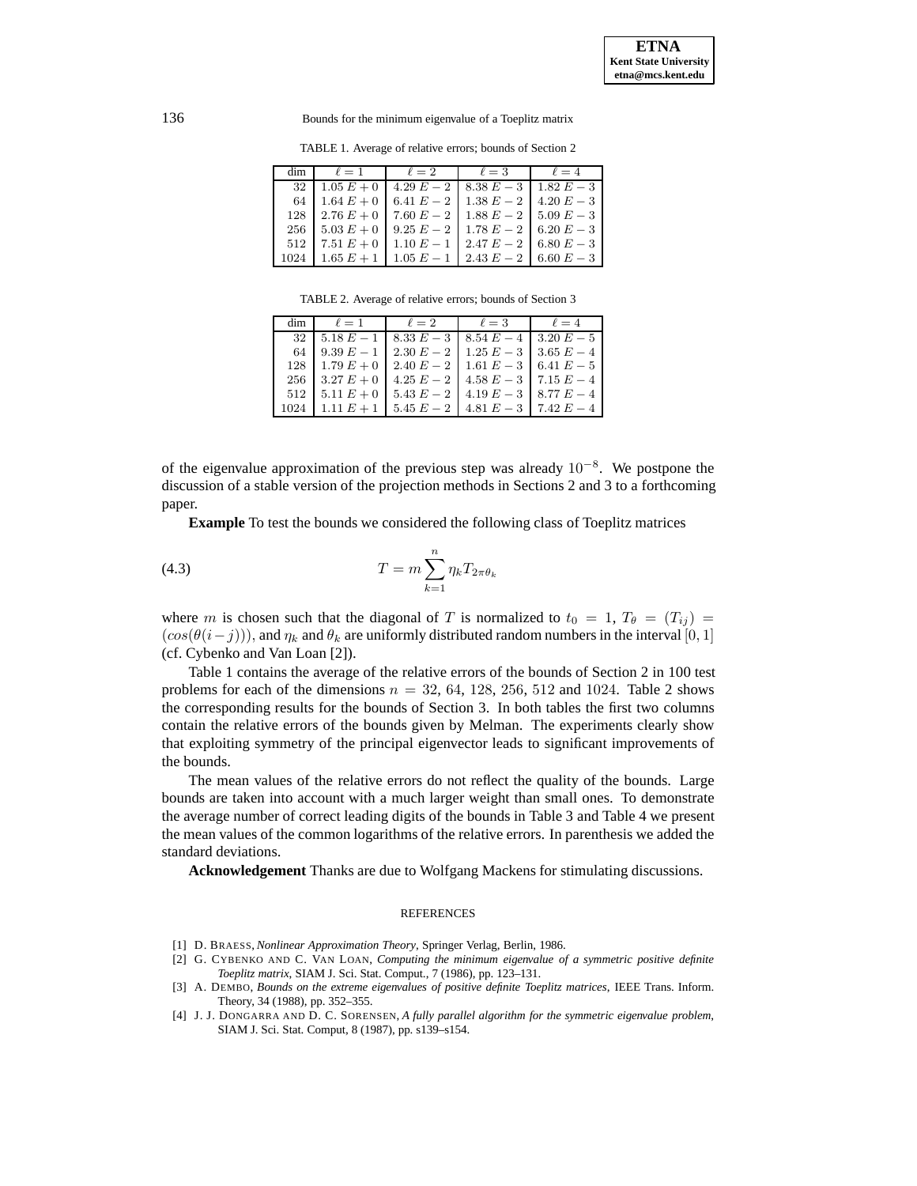TABLE 1. Average of relative errors; bounds of Section 2

| dim | $\ell = 1$ | $\ell = 2$ | $\ell = 3$ | $\ell = 4$ |
|---|---|---|---|---|
| 32 | $1.05\,E+0$ | $4.29\,E-2$ | $8.38\,E-3$ | $1.82\,E-3$ |
| 64 | $1.64\,E+0$ | $6.41\,E-2$ | $1.38\,E-2$ | $4.20\,E-3$ |
| 128 | $2.76\,E+0$ | $7.60\,E-2$ | $1.88\,E-2$ | $5.09\,E-3$ |
| 256 | $5.03\,E+0$ | $9.25\,E-2$ | $1.78\,E-2$ | $6.20\,E-3$ |
| 512 | $7.51\,E+0$ | $1.10\,E-1$ | $2.47\,E-2$ | $6.80\,E-3$ |
| 1024 | $1.65\,E+1$ | $1.05\,E-1$ | $2.43\,E-2$ | $6.60\,E-3$ |

TABLE 2. Average of relative errors; bounds of Section 3

| dim | $\ell = 1$ | $\ell = 2$ | $\ell = 3$ | $\ell = 4$ |
|---|---|---|---|---|
| 32 | $5.18\,E-1$ | $8.33\,E-3$ | $8.54\,E-4$ | $3.20\,E-5$ |
| 64 | $9.39\,E-1$ | $2.30\,E-2$ | $1.25\,E-3$ | $3.65\,E-4$ |
| 128 | $1.79\,E+0$ | $2.40\,E-2$ | $1.61\,E-3$ | $6.41\,E-5$ |
| 256 | $3.27\,E+0$ | $4.25\,E-2$ | $4.58\,E-3$ | $7.15\,E-4$ |
| 512 | $5.11\,E+0$ | $5.43\,E-2$ | $4.19\,E-3$ | $8.77\,E-4$ |
| 1024 | $1.11\,E+1$ | $5.45\,E-2$ | $4.81\,E-3$ | $7.42\,E-4$ |

of the eigenvalue approximation of the previous step was already $10^{-8}$. We postpone the discussion of a stable version of the projection methods in Sections 2 and 3 to a forthcoming paper.

**Example** To test the bounds we considered the following class of Toeplitz matrices

$$T = m \sum_{k=1}^{n} \eta_k T_{2\pi\theta_k} \tag{4.3}$$

where $m$ is chosen such that the diagonal of $T$ is normalized to $t_0 = 1$, $T_\theta = (T_{ij}) = (cos(\theta(i-j)))$, and $\eta_k$ and $\theta_k$ are uniformly distributed random numbers in the interval $[0,1]$ (cf. Cybenko and Van Loan [2]).

Table 1 contains the average of the relative errors of the bounds of Section 2 in 100 test problems for each of the dimensions $n = 32,\, 64,\, 128,\, 256,\, 512$ and $1024$. Table 2 shows the corresponding results for the bounds of Section 3. In both tables the first two columns contain the relative errors of the bounds given by Melman. The experiments clearly show that exploiting symmetry of the principal eigenvector leads to significant improvements of the bounds.

The mean values of the relative errors do not reflect the quality of the bounds. Large bounds are taken into account with a much larger weight than small ones. To demonstrate the average number of correct leading digits of the bounds in Table 3 and Table 4 we present the mean values of the common logarithms of the relative errors. In parenthesis we added the standard deviations.

**Acknowledgement** Thanks are due to Wolfgang Mackens for stimulating discussions.

## REFERENCES

[1] D. BRAESS, *Nonlinear Approximation Theory*, Springer Verlag, Berlin, 1986.

[2] G. CYBENKO AND C. VAN LOAN, *Computing the minimum eigenvalue of a symmetric positive definite Toeplitz matrix*, SIAM J. Sci. Stat. Comput., 7 (1986), pp. 123–131.

[3] A. DEMBO, *Bounds on the extreme eigenvalues of positive definite Toeplitz matrices*, IEEE Trans. Inform. Theory, 34 (1988), pp. 352–355.

[4] J. J. DONGARRA AND D. C. SORENSEN, *A fully parallel algorithm for the symmetric eigenvalue problem*, SIAM J. Sci. Stat. Comput, 8 (1987), pp. s139–s154.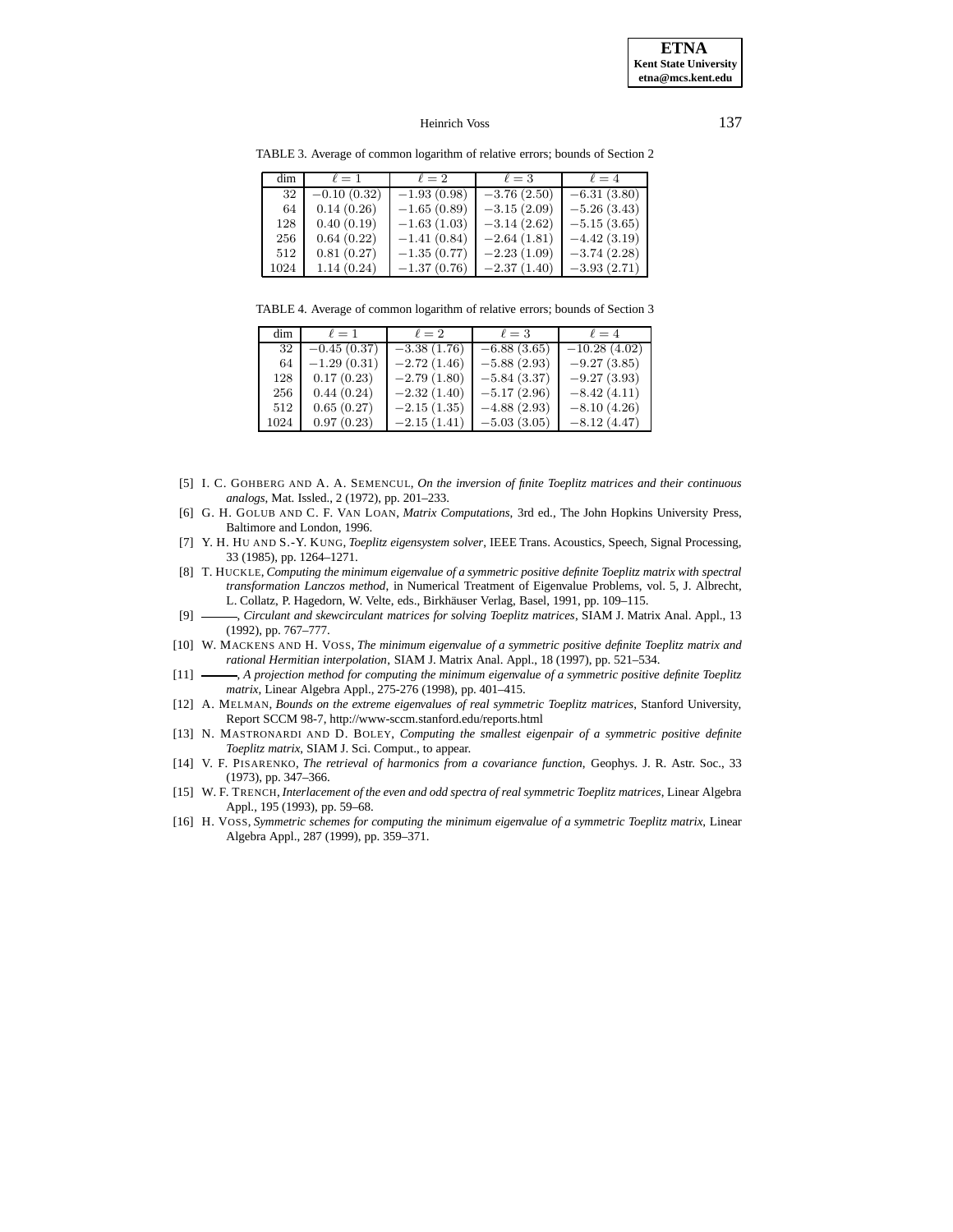TABLE 3. Average of common logarithm of relative errors; bounds of Section 2

| dim | $\ell = 1$ | $\ell = 2$ | $\ell = 3$ | $\ell = 4$ |
|---|---|---|---|---|
| 32 | $-0.10\ (0.32)$ | $-1.93\ (0.98)$ | $-3.76\ (2.50)$ | $-6.31\ (3.80)$ |
| 64 | $0.14\ (0.26)$ | $-1.65\ (0.89)$ | $-3.15\ (2.09)$ | $-5.26\ (3.43)$ |
| 128 | $0.40\ (0.19)$ | $-1.63\ (1.03)$ | $-3.14\ (2.62)$ | $-5.15\ (3.65)$ |
| 256 | $0.64\ (0.22)$ | $-1.41\ (0.84)$ | $-2.64\ (1.81)$ | $-4.42\ (3.19)$ |
| 512 | $0.81\ (0.27)$ | $-1.35\ (0.77)$ | $-2.23\ (1.09)$ | $-3.74\ (2.28)$ |
| 1024 | $1.14\ (0.24)$ | $-1.37\ (0.76)$ | $-2.37\ (1.40)$ | $-3.93\ (2.71)$ |

TABLE 4. Average of common logarithm of relative errors; bounds of Section 3

| dim | $\ell = 1$ | $\ell = 2$ | $\ell = 3$ | $\ell = 4$ |
|---|---|---|---|---|
| 32 | $-0.45\ (0.37)$ | $-3.38\ (1.76)$ | $-6.88\ (3.65)$ | $-10.28\ (4.02)$ |
| 64 | $-1.29\ (0.31)$ | $-2.72\ (1.46)$ | $-5.88\ (2.93)$ | $-9.27\ (3.85)$ |
| 128 | $0.17\ (0.23)$ | $-2.79\ (1.80)$ | $-5.84\ (3.37)$ | $-9.27\ (3.93)$ |
| 256 | $0.44\ (0.24)$ | $-2.32\ (1.40)$ | $-5.17\ (2.96)$ | $-8.42\ (4.11)$ |
| 512 | $0.65\ (0.27)$ | $-2.15\ (1.35)$ | $-4.88\ (2.93)$ | $-8.10\ (4.26)$ |
| 1024 | $0.97\ (0.23)$ | $-2.15\ (1.41)$ | $-5.03\ (3.05)$ | $-8.12\ (4.47)$ |

[5] I. C. Gohberg and A. A. Semencul, *On the inversion of finite Toeplitz matrices and their continuous analogs*, Mat. Issled., 2 (1972), pp. 201–233.

[6] G. H. Golub and C. F. Van Loan, *Matrix Computations*, 3rd ed., The John Hopkins University Press, Baltimore and London, 1996.

[7] Y. H. Hu and S.-Y. Kung, *Toeplitz eigensystem solver*, IEEE Trans. Acoustics, Speech, Signal Processing, 33 (1985), pp. 1264–1271.

[8] T. Huckle, *Computing the minimum eigenvalue of a symmetric positive definite Toeplitz matrix with spectral transformation Lanczos method*, in Numerical Treatment of Eigenvalue Problems, vol. 5, J. Albrecht, L. Collatz, P. Hagedorn, W. Velte, eds., Birkhäuser Verlag, Basel, 1991, pp. 109–115.

[9] ———, *Circulant and skewcirculant matrices for solving Toeplitz matrices*, SIAM J. Matrix Anal. Appl., 13 (1992), pp. 767–777.

[10] W. Mackens and H. Voss, *The minimum eigenvalue of a symmetric positive definite Toeplitz matrix and rational Hermitian interpolation*, SIAM J. Matrix Anal. Appl., 18 (1997), pp. 521–534.

[11] ———, *A projection method for computing the minimum eigenvalue of a symmetric positive definite Toeplitz matrix*, Linear Algebra Appl., 275-276 (1998), pp. 401–415.

[12] A. Melman, *Bounds on the extreme eigenvalues of real symmetric Toeplitz matrices*, Stanford University, Report SCCM 98-7, http://www-sccm.stanford.edu/reports.html

[13] N. Mastronardi and D. Boley, *Computing the smallest eigenpair of a symmetric positive definite Toeplitz matrix*, SIAM J. Sci. Comput., to appear.

[14] V. F. Pisarenko, *The retrieval of harmonics from a covariance function*, Geophys. J. R. Astr. Soc., 33 (1973), pp. 347–366.

[15] W. F. Trench, *Interlacement of the even and odd spectra of real symmetric Toeplitz matrices*, Linear Algebra Appl., 195 (1993), pp. 59–68.

[16] H. Voss, *Symmetric schemes for computing the minimum eigenvalue of a symmetric Toeplitz matrix*, Linear Algebra Appl., 287 (1999), pp. 359–371.